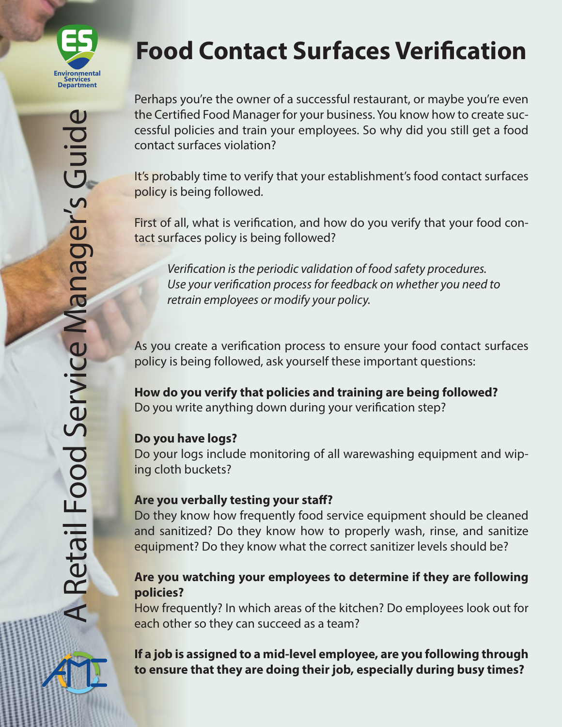Environmental Services Department

A Retail Food Service Manager's Guide

# Food Contact Surfaces Verification

Perhaps you're the owner of a successful restaurant, or maybe you're even the Certified Food Manager for your business. You know how to create successful policies and train your employees. So why did you still get a food contact surfaces violation?

It's probably time to verify that your establishment's food contact surfaces policy is being followed.

First of all, what is verification, and how do you verify that your food contact surfaces policy is being followed?

> *Verification is the periodic validation of food safety procedures. Use your verification process for feedback on whether you need to retrain employees or modify your policy.*

As you create a verification process to ensure your food contact surfaces policy is being followed, ask yourself these important questions:

**How do you verify that policies and training are being followed?**
Do you write anything down during your verification step?

**Do you have logs?**
Do your logs include monitoring of all warewashing equipment and wiping cloth buckets?

**Are you verbally testing your staff?**
Do they know how frequently food service equipment should be cleaned and sanitized? Do they know how to properly wash, rinse, and sanitize equipment? Do they know what the correct sanitizer levels should be?

**Are you watching your employees to determine if they are following policies?**
How frequently? In which areas of the kitchen? Do employees look out for each other so they can succeed as a team?

**If a job is assigned to a mid-level employee, are you following through to ensure that they are doing their job, especially during busy times?**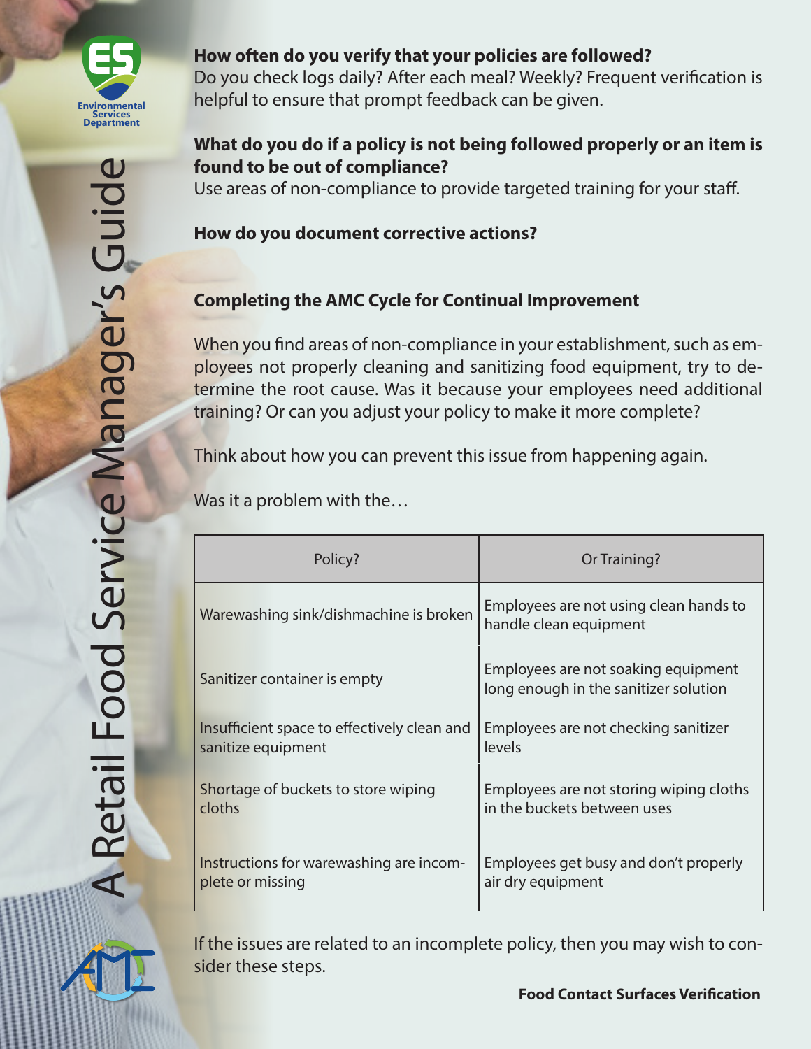**How often do you verify that your policies are followed?**
Do you check logs daily? After each meal? Weekly? Frequent verification is helpful to ensure that prompt feedback can be given.

**What do you do if a policy is not being followed properly or an item is found to be out of compliance?**
Use areas of non-compliance to provide targeted training for your staff.

**How do you document corrective actions?**

## Completing the AMC Cycle for Continual Improvement

When you find areas of non-compliance in your establishment, such as employees not properly cleaning and sanitizing food equipment, try to determine the root cause. Was it because your employees need additional training? Or can you adjust your policy to make it more complete?

Think about how you can prevent this issue from happening again.

Was it a problem with the…

| Policy? | Or Training? |
|---|---|
| Warewashing sink/dishmachine is broken | Employees are not using clean hands to handle clean equipment |
| Sanitizer container is empty | Employees are not soaking equipment long enough in the sanitizer solution |
| Insufficient space to effectively clean and sanitize equipment | Employees are not checking sanitizer levels |
| Shortage of buckets to store wiping cloths | Employees are not storing wiping cloths in the buckets between uses |
| Instructions for warewashing are incomplete or missing | Employees get busy and don't properly air dry equipment |

If the issues are related to an incomplete policy, then you may wish to consider these steps.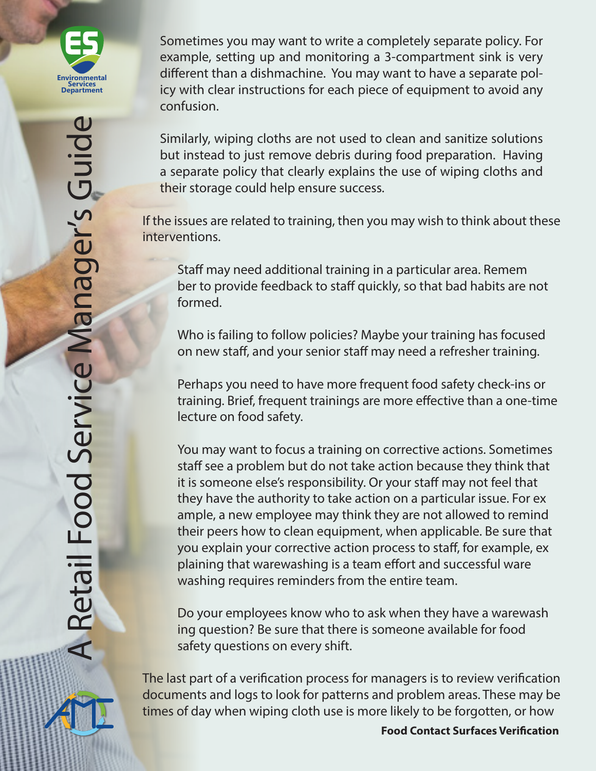Sometimes you may want to write a completely separate policy. For example, setting up and monitoring a 3-compartment sink is very different than a dishmachine. You may want to have a separate policy with clear instructions for each piece of equipment to avoid any confusion.

Similarly, wiping cloths are not used to clean and sanitize solutions but instead to just remove debris during food preparation. Having a separate policy that clearly explains the use of wiping cloths and their storage could help ensure success.

If the issues are related to training, then you may wish to think about these interventions.

Staff may need additional training in a particular area. Remember to provide feedback to staff quickly, so that bad habits are not formed.

Who is failing to follow policies? Maybe your training has focused on new staff, and your senior staff may need a refresher training.

Perhaps you need to have more frequent food safety check-ins or training. Brief, frequent trainings are more effective than a one-time lecture on food safety.

You may want to focus a training on corrective actions. Sometimes staff see a problem but do not take action because they think that it is someone else's responsibility. Or your staff may not feel that they have the authority to take action on a particular issue. For example, a new employee may think they are not allowed to remind their peers how to clean equipment, when applicable. Be sure that you explain your corrective action process to staff, for example, explaining that warewashing is a team effort and successful warewashing requires reminders from the entire team.

Do your employees know who to ask when they have a warewashing question? Be sure that there is someone available for food safety questions on every shift.

The last part of a verification process for managers is to review verification documents and logs to look for patterns and problem areas. These may be times of day when wiping cloth use is more likely to be forgotten, or how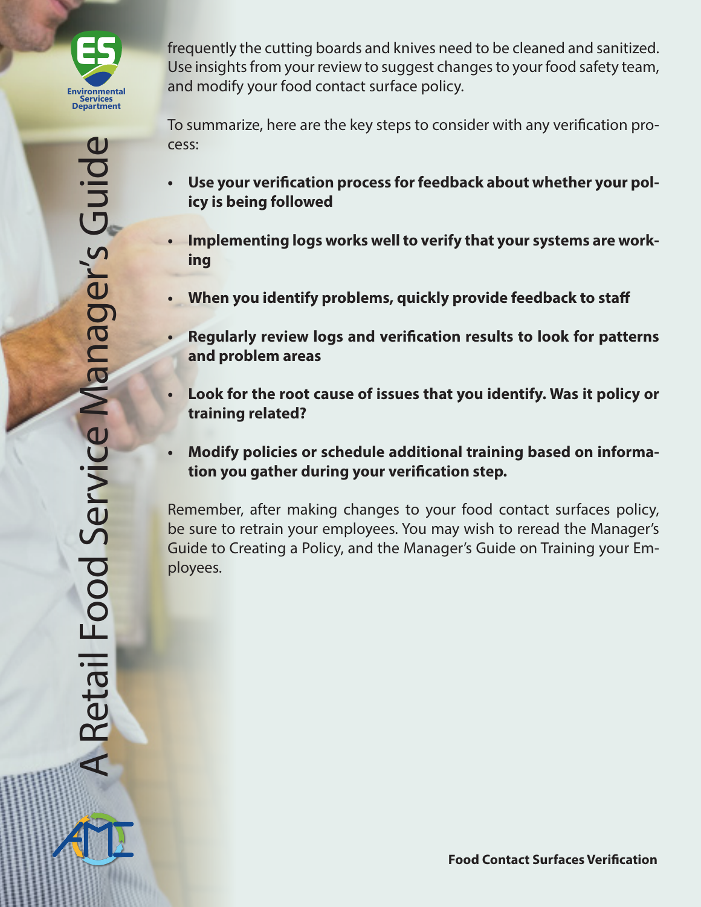frequently the cutting boards and knives need to be cleaned and sanitized. Use insights from your review to suggest changes to your food safety team, and modify your food contact surface policy.

To summarize, here are the key steps to consider with any verification process:

- **Use your verification process for feedback about whether your policy is being followed**
- **Implementing logs works well to verify that your systems are working**
- **When you identify problems, quickly provide feedback to staff**
- **Regularly review logs and verification results to look for patterns and problem areas**
- **Look for the root cause of issues that you identify. Was it policy or training related?**
- **Modify policies or schedule additional training based on information you gather during your verification step.**

Remember, after making changes to your food contact surfaces policy, be sure to retrain your employees. You may wish to reread the Manager's Guide to Creating a Policy, and the Manager's Guide on Training your Employees.